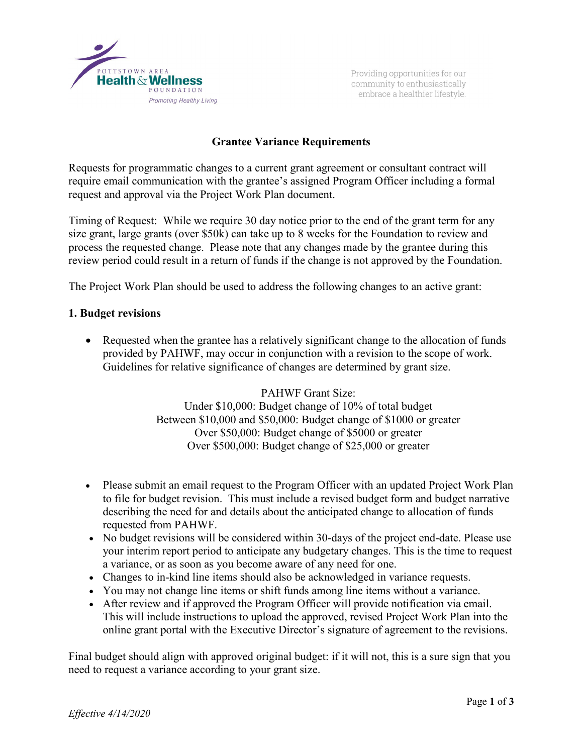Pottstown Area Health & Wellness Foundation
*Promoting Healthy Living*

Providing opportunities for our community to enthusiastically embrace a healthier lifestyle.

# Grantee Variance Requirements

Requests for programmatic changes to a current grant agreement or consultant contract will require email communication with the grantee's assigned Program Officer including a formal request and approval via the Project Work Plan document.

Timing of Request: While we require 30 day notice prior to the end of the grant term for any size grant, large grants (over $50k) can take up to 8 weeks for the Foundation to review and process the requested change. Please note that any changes made by the grantee during this review period could result in a return of funds if the change is not approved by the Foundation.

The Project Work Plan should be used to address the following changes to an active grant:

## 1. Budget revisions

- Requested when the grantee has a relatively significant change to the allocation of funds provided by PAHWF, may occur in conjunction with a revision to the scope of work. Guidelines for relative significance of changes are determined by grant size.

PAHWF Grant Size:
Under $10,000: Budget change of 10% of total budget
Between $10,000 and $50,000: Budget change of $1000 or greater
Over $50,000: Budget change of $5000 or greater
Over $500,000: Budget change of $25,000 or greater

- Please submit an email request to the Program Officer with an updated Project Work Plan to file for budget revision. This must include a revised budget form and budget narrative describing the need for and details about the anticipated change to allocation of funds requested from PAHWF.
- No budget revisions will be considered within 30-days of the project end-date. Please use your interim report period to anticipate any budgetary changes. This is the time to request a variance, or as soon as you become aware of any need for one.
- Changes to in-kind line items should also be acknowledged in variance requests.
- You may not change line items or shift funds among line items without a variance.
- After review and if approved the Program Officer will provide notification via email. This will include instructions to upload the approved, revised Project Work Plan into the online grant portal with the Executive Director's signature of agreement to the revisions.

Final budget should align with approved original budget: if it will not, this is a sure sign that you need to request a variance according to your grant size.

*Effective 4/14/2020*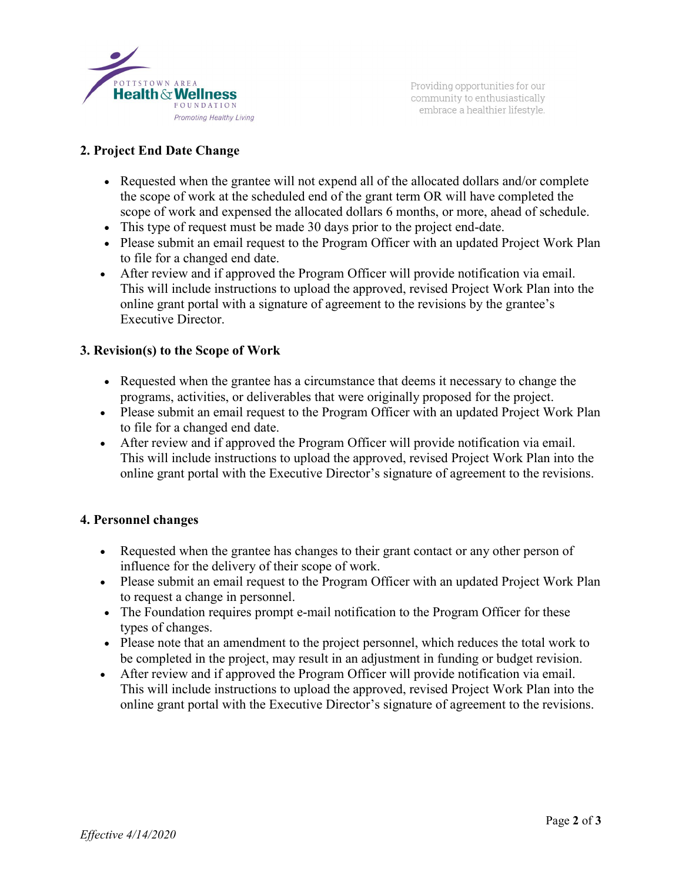## 2. Project End Date Change

- Requested when the grantee will not expend all of the allocated dollars and/or complete the scope of work at the scheduled end of the grant term OR will have completed the scope of work and expensed the allocated dollars 6 months, or more, ahead of schedule.
- This type of request must be made 30 days prior to the project end-date.
- Please submit an email request to the Program Officer with an updated Project Work Plan to file for a changed end date.
- After review and if approved the Program Officer will provide notification via email. This will include instructions to upload the approved, revised Project Work Plan into the online grant portal with a signature of agreement to the revisions by the grantee's Executive Director.

## 3. Revision(s) to the Scope of Work

- Requested when the grantee has a circumstance that deems it necessary to change the programs, activities, or deliverables that were originally proposed for the project.
- Please submit an email request to the Program Officer with an updated Project Work Plan to file for a changed end date.
- After review and if approved the Program Officer will provide notification via email. This will include instructions to upload the approved, revised Project Work Plan into the online grant portal with the Executive Director's signature of agreement to the revisions.

## 4. Personnel changes

- Requested when the grantee has changes to their grant contact or any other person of influence for the delivery of their scope of work.
- Please submit an email request to the Program Officer with an updated Project Work Plan to request a change in personnel.
- The Foundation requires prompt e-mail notification to the Program Officer for these types of changes.
- Please note that an amendment to the project personnel, which reduces the total work to be completed in the project, may result in an adjustment in funding or budget revision.
- After review and if approved the Program Officer will provide notification via email. This will include instructions to upload the approved, revised Project Work Plan into the online grant portal with the Executive Director's signature of agreement to the revisions.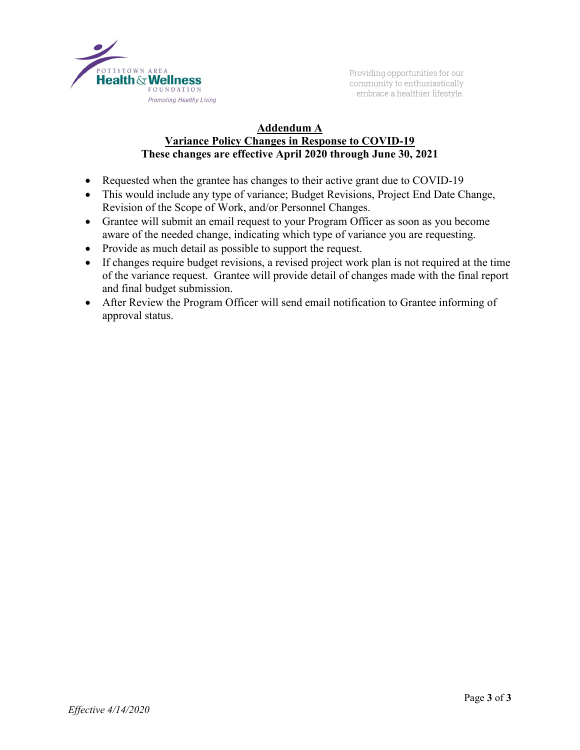POTTSTOWN AREA
**Health & Wellness**
FOUNDATION
*Promoting Healthy Living*

Providing opportunities for our community to enthusiastically embrace a healthier lifestyle.

## Addendum A

## Variance Policy Changes in Response to COVID-19

**These changes are effective April 2020 through June 30, 2021**

- Requested when the grantee has changes to their active grant due to COVID-19
- This would include any type of variance; Budget Revisions, Project End Date Change, Revision of the Scope of Work, and/or Personnel Changes.
- Grantee will submit an email request to your Program Officer as soon as you become aware of the needed change, indicating which type of variance you are requesting.
- Provide as much detail as possible to support the request.
- If changes require budget revisions, a revised project work plan is not required at the time of the variance request. Grantee will provide detail of changes made with the final report and final budget submission.
- After Review the Program Officer will send email notification to Grantee informing of approval status.

*Effective 4/14/2020*